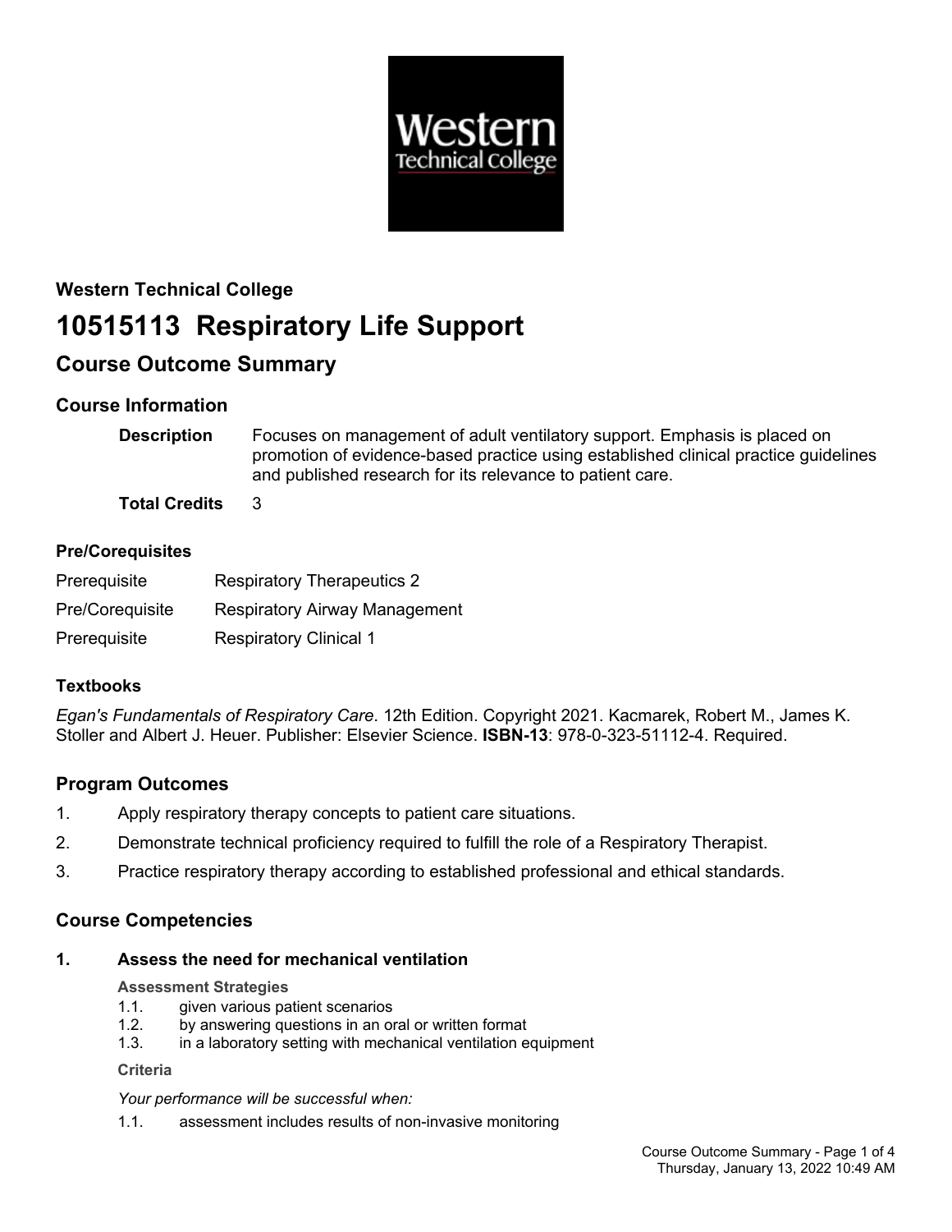**Western Technical College**

# 10515113 Respiratory Life Support

## Course Outcome Summary

### Course Information

**Description** Focuses on management of adult ventilatory support. Emphasis is placed on promotion of evidence-based practice using established clinical practice guidelines and published research for its relevance to patient care.

**Total Credits** 3

### Pre/Corequisites

| | |
|---|---|
| Prerequisite | Respiratory Therapeutics 2 |
| Pre/Corequisite | Respiratory Airway Management |
| Prerequisite | Respiratory Clinical 1 |

### Textbooks

*Egan's Fundamentals of Respiratory Care*. 12th Edition. Copyright 2021. Kacmarek, Robert M., James K. Stoller and Albert J. Heuer. Publisher: Elsevier Science. **ISBN-13**: 978-0-323-51112-4. Required.

### Program Outcomes

1. Apply respiratory therapy concepts to patient care situations.
2. Demonstrate technical proficiency required to fulfill the role of a Respiratory Therapist.
3. Practice respiratory therapy according to established professional and ethical standards.

### Course Competencies

**1. Assess the need for mechanical ventilation**

**Assessment Strategies**

1.1. given various patient scenarios
1.2. by answering questions in an oral or written format
1.3. in a laboratory setting with mechanical ventilation equipment

**Criteria**

*Your performance will be successful when:*

1.1. assessment includes results of non-invasive monitoring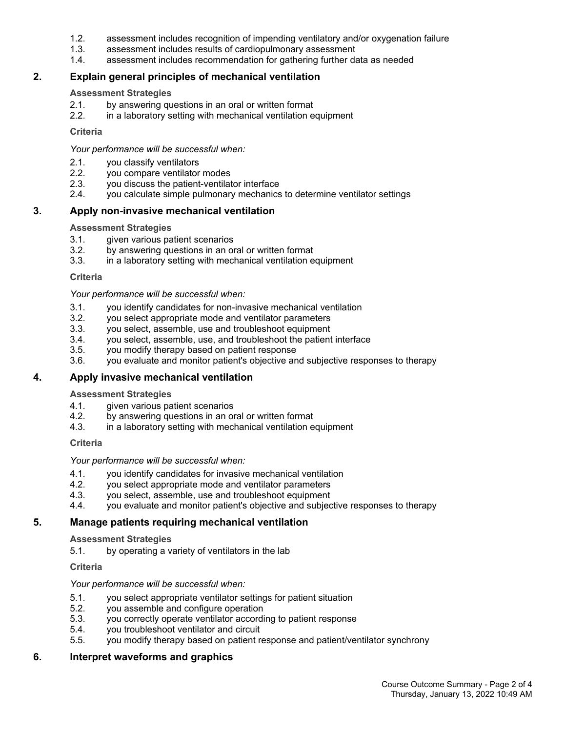1.2. assessment includes recognition of impending ventilatory and/or oxygenation failure
1.3. assessment includes results of cardiopulmonary assessment
1.4. assessment includes recommendation for gathering further data as needed

## 2. Explain general principles of mechanical ventilation

**Assessment Strategies**

2.1. by answering questions in an oral or written format
2.2. in a laboratory setting with mechanical ventilation equipment

**Criteria**

*Your performance will be successful when:*

2.1. you classify ventilators
2.2. you compare ventilator modes
2.3. you discuss the patient-ventilator interface
2.4. you calculate simple pulmonary mechanics to determine ventilator settings

## 3. Apply non-invasive mechanical ventilation

**Assessment Strategies**

3.1. given various patient scenarios
3.2. by answering questions in an oral or written format
3.3. in a laboratory setting with mechanical ventilation equipment

**Criteria**

*Your performance will be successful when:*

3.1. you identify candidates for non-invasive mechanical ventilation
3.2. you select appropriate mode and ventilator parameters
3.3. you select, assemble, use and troubleshoot equipment
3.4. you select, assemble, use, and troubleshoot the patient interface
3.5. you modify therapy based on patient response
3.6. you evaluate and monitor patient's objective and subjective responses to therapy

## 4. Apply invasive mechanical ventilation

**Assessment Strategies**

4.1. given various patient scenarios
4.2. by answering questions in an oral or written format
4.3. in a laboratory setting with mechanical ventilation equipment

**Criteria**

*Your performance will be successful when:*

4.1. you identify candidates for invasive mechanical ventilation
4.2. you select appropriate mode and ventilator parameters
4.3. you select, assemble, use and troubleshoot equipment
4.4. you evaluate and monitor patient's objective and subjective responses to therapy

## 5. Manage patients requiring mechanical ventilation

**Assessment Strategies**

5.1. by operating a variety of ventilators in the lab

**Criteria**

*Your performance will be successful when:*

5.1. you select appropriate ventilator settings for patient situation
5.2. you assemble and configure operation
5.3. you correctly operate ventilator according to patient response
5.4. you troubleshoot ventilator and circuit
5.5. you modify therapy based on patient response and patient/ventilator synchrony

## 6. Interpret waveforms and graphics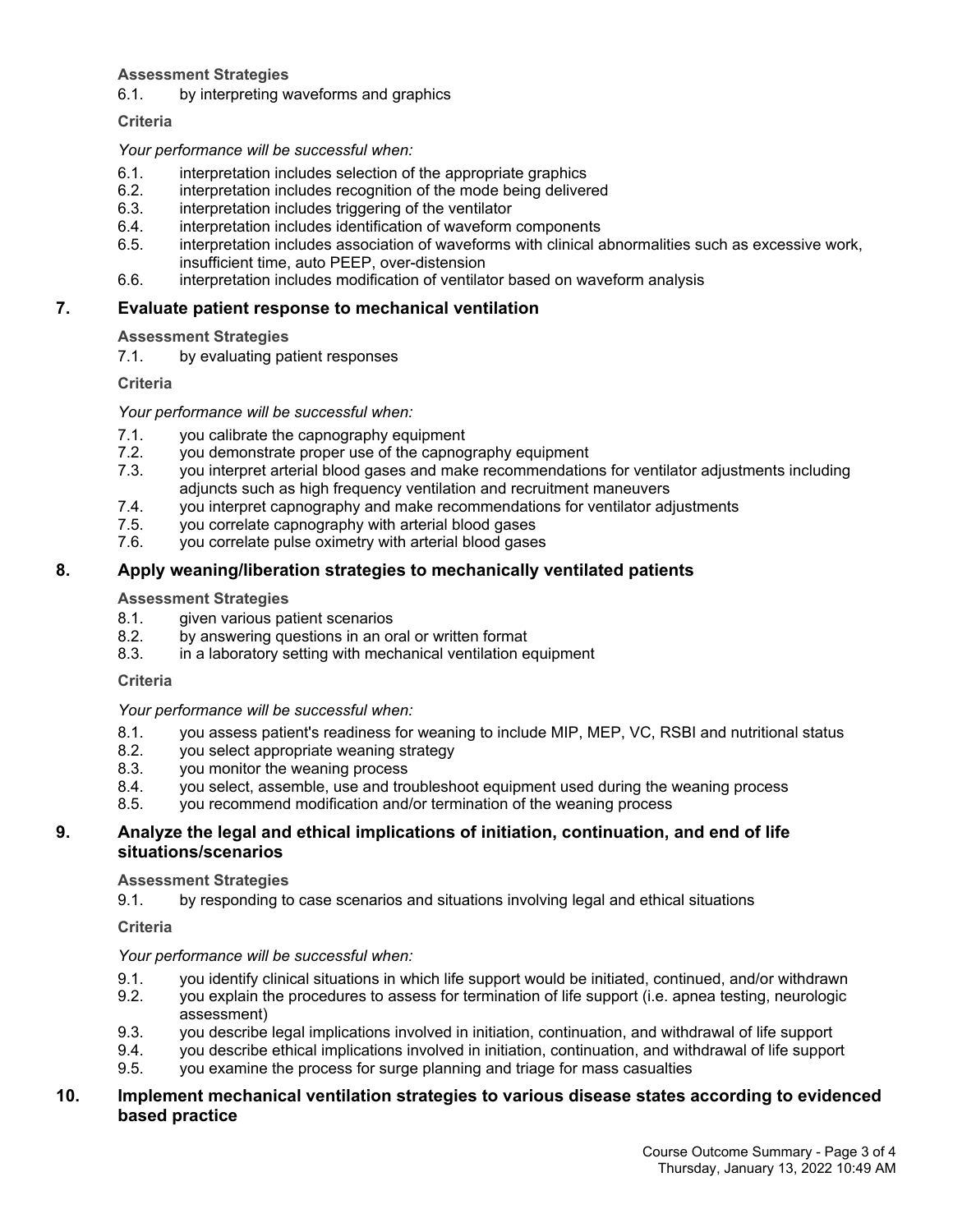**Assessment Strategies**

6.1. by interpreting waveforms and graphics

**Criteria**

*Your performance will be successful when:*

6.1. interpretation includes selection of the appropriate graphics
6.2. interpretation includes recognition of the mode being delivered
6.3. interpretation includes triggering of the ventilator
6.4. interpretation includes identification of waveform components
6.5. interpretation includes association of waveforms with clinical abnormalities such as excessive work, insufficient time, auto PEEP, over-distension
6.6. interpretation includes modification of ventilator based on waveform analysis

## 7. Evaluate patient response to mechanical ventilation

**Assessment Strategies**

7.1. by evaluating patient responses

**Criteria**

*Your performance will be successful when:*

7.1. you calibrate the capnography equipment
7.2. you demonstrate proper use of the capnography equipment
7.3. you interpret arterial blood gases and make recommendations for ventilator adjustments including adjuncts such as high frequency ventilation and recruitment maneuvers
7.4. you interpret capnography and make recommendations for ventilator adjustments
7.5. you correlate capnography with arterial blood gases
7.6. you correlate pulse oximetry with arterial blood gases

## 8. Apply weaning/liberation strategies to mechanically ventilated patients

**Assessment Strategies**

8.1. given various patient scenarios
8.2. by answering questions in an oral or written format
8.3. in a laboratory setting with mechanical ventilation equipment

**Criteria**

*Your performance will be successful when:*

8.1. you assess patient's readiness for weaning to include MIP, MEP, VC, RSBI and nutritional status
8.2. you select appropriate weaning strategy
8.3. you monitor the weaning process
8.4. you select, assemble, use and troubleshoot equipment used during the weaning process
8.5. you recommend modification and/or termination of the weaning process

## 9. Analyze the legal and ethical implications of initiation, continuation, and end of life situations/scenarios

**Assessment Strategies**

9.1. by responding to case scenarios and situations involving legal and ethical situations

**Criteria**

*Your performance will be successful when:*

9.1. you identify clinical situations in which life support would be initiated, continued, and/or withdrawn
9.2. you explain the procedures to assess for termination of life support (i.e. apnea testing, neurologic assessment)
9.3. you describe legal implications involved in initiation, continuation, and withdrawal of life support
9.4. you describe ethical implications involved in initiation, continuation, and withdrawal of life support
9.5. you examine the process for surge planning and triage for mass casualties

## 10. Implement mechanical ventilation strategies to various disease states according to evidenced based practice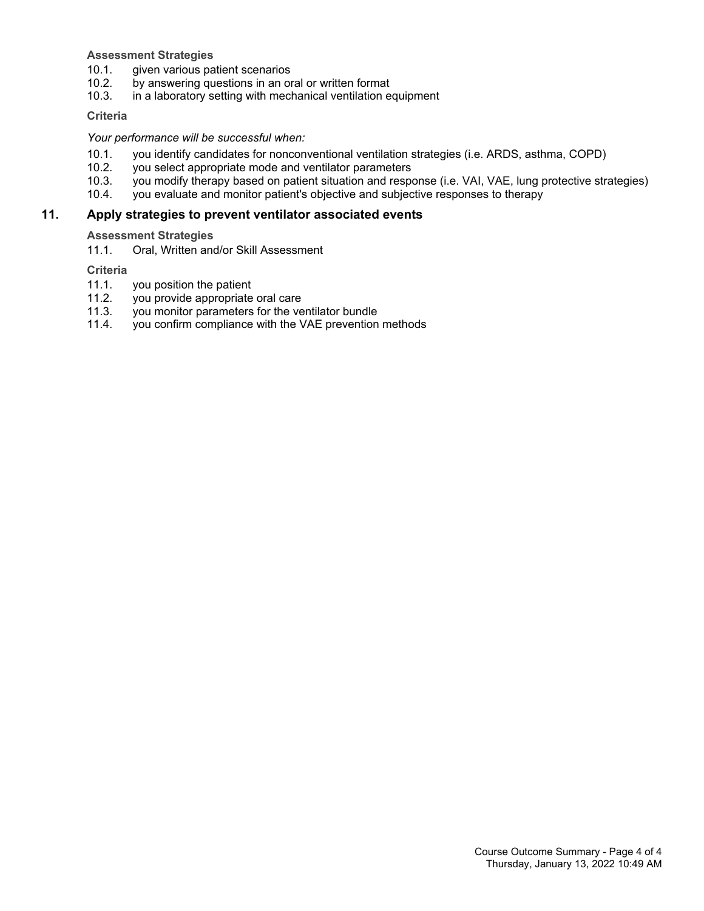**Assessment Strategies**

10.1. given various patient scenarios
10.2. by answering questions in an oral or written format
10.3. in a laboratory setting with mechanical ventilation equipment

**Criteria**

*Your performance will be successful when:*

10.1. you identify candidates for nonconventional ventilation strategies (i.e. ARDS, asthma, COPD)
10.2. you select appropriate mode and ventilator parameters
10.3. you modify therapy based on patient situation and response (i.e. VAI, VAE, lung protective strategies)
10.4. you evaluate and monitor patient's objective and subjective responses to therapy

## 11. Apply strategies to prevent ventilator associated events

**Assessment Strategies**

11.1. Oral, Written and/or Skill Assessment

**Criteria**

11.1. you position the patient
11.2. you provide appropriate oral care
11.3. you monitor parameters for the ventilator bundle
11.4. you confirm compliance with the VAE prevention methods